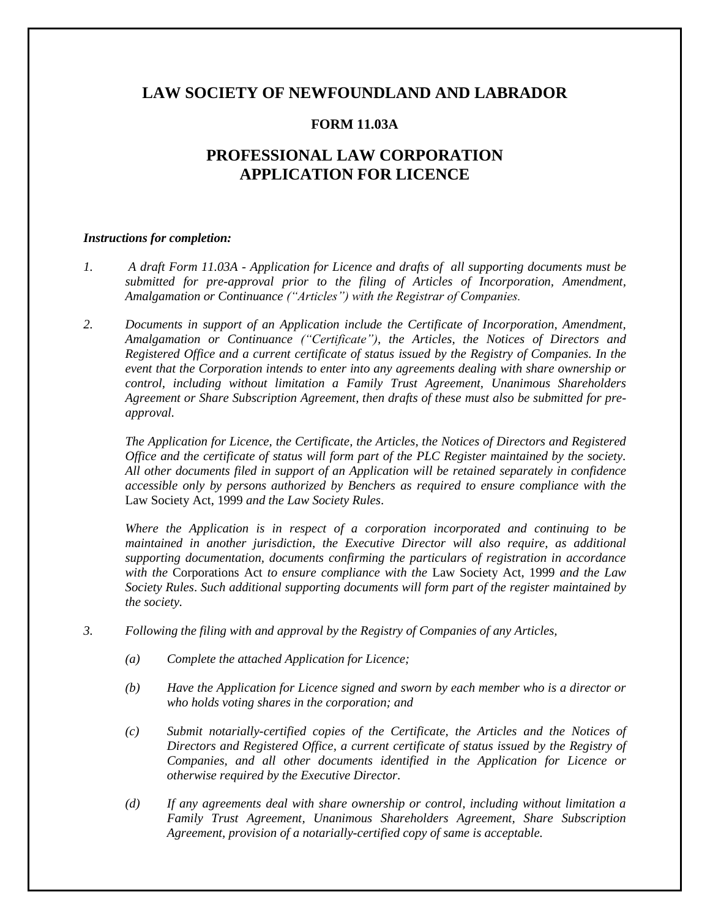# LAW SOCIETY OF NEWFOUNDLAND AND LABRADOR

### FORM 11.03A

## PROFESSIONAL LAW CORPORATION APPLICATION FOR LICENCE

***Instructions for completion:***

1. *A draft Form 11.03A - Application for Licence and drafts of all supporting documents must be submitted for pre-approval prior to the filing of Articles of Incorporation, Amendment, Amalgamation or Continuance ("Articles") with the Registrar of Companies.*

2. *Documents in support of an Application include the Certificate of Incorporation, Amendment, Amalgamation or Continuance ("Certificate"), the Articles, the Notices of Directors and Registered Office and a current certificate of status issued by the Registry of Companies. In the event that the Corporation intends to enter into any agreements dealing with share ownership or control, including without limitation a Family Trust Agreement, Unanimous Shareholders Agreement or Share Subscription Agreement, then drafts of these must also be submitted for pre-approval.*

   *The Application for Licence, the Certificate, the Articles, the Notices of Directors and Registered Office and the certificate of status will form part of the PLC Register maintained by the society. All other documents filed in support of an Application will be retained separately in confidence accessible only by persons authorized by Benchers as required to ensure compliance with the* Law Society Act, 1999 *and the Law Society Rules.*

   *Where the Application is in respect of a corporation incorporated and continuing to be maintained in another jurisdiction, the Executive Director will also require, as additional supporting documentation, documents confirming the particulars of registration in accordance with the* Corporations Act *to ensure compliance with the* Law Society Act, 1999 *and the Law Society Rules. Such additional supporting documents will form part of the register maintained by the society.*

3. *Following the filing with and approval by the Registry of Companies of any Articles,*

   (a) *Complete the attached Application for Licence;*

   (b) *Have the Application for Licence signed and sworn by each member who is a director or who holds voting shares in the corporation; and*

   (c) *Submit notarially-certified copies of the Certificate, the Articles and the Notices of Directors and Registered Office, a current certificate of status issued by the Registry of Companies, and all other documents identified in the Application for Licence or otherwise required by the Executive Director.*

   (d) *If any agreements deal with share ownership or control, including without limitation a Family Trust Agreement, Unanimous Shareholders Agreement, Share Subscription Agreement, provision of a notarially-certified copy of same is acceptable.*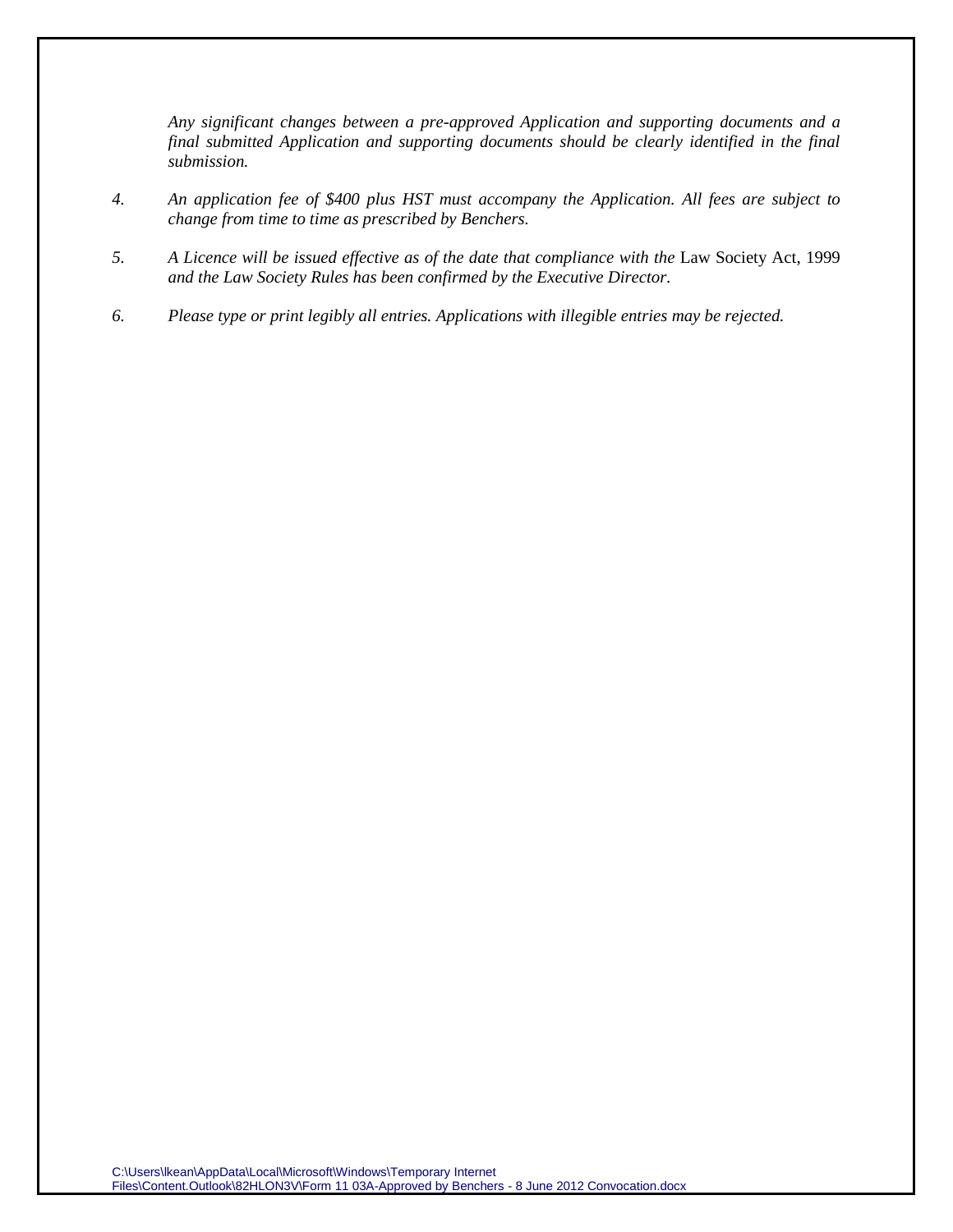*Any significant changes between a pre-approved Application and supporting documents and a final submitted Application and supporting documents should be clearly identified in the final submission.*

4. *An application fee of $400 plus HST must accompany the Application. All fees are subject to change from time to time as prescribed by Benchers.*

5. *A Licence will be issued effective as of the date that compliance with the* Law Society Act, 1999 *and the Law Society Rules has been confirmed by the Executive Director.*

6. *Please type or print legibly all entries. Applications with illegible entries may be rejected.*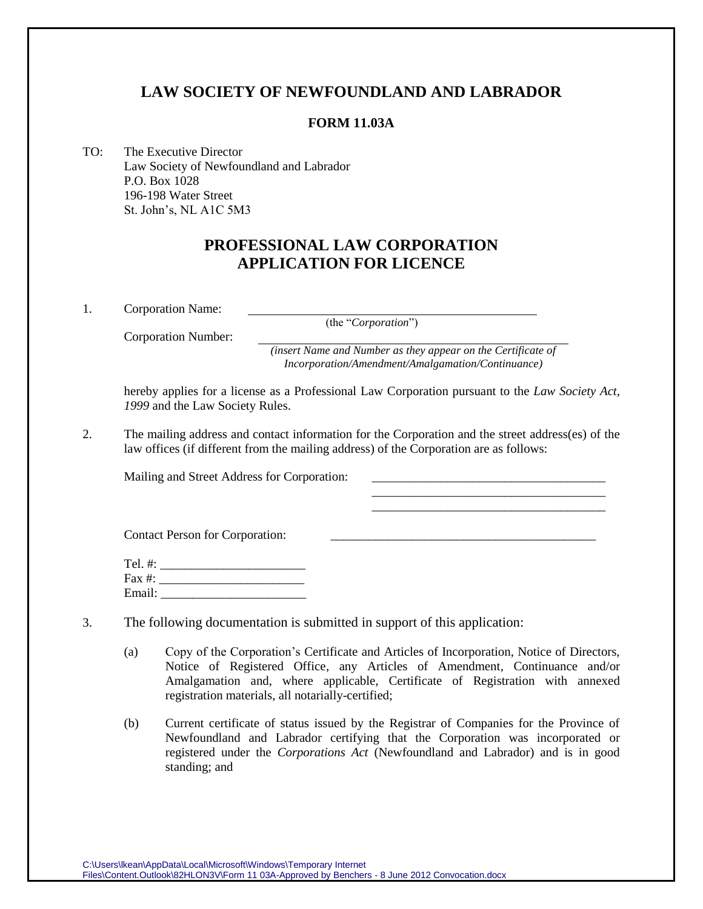# LAW SOCIETY OF NEWFOUNDLAND AND LABRADOR

**FORM 11.03A**

TO: The Executive Director
Law Society of Newfoundland and Labrador
P.O. Box 1028
196-198 Water Street
St. John's, NL A1C 5M3

## PROFESSIONAL LAW CORPORATION
## APPLICATION FOR LICENCE

1. Corporation Name: ______________________________________________
(the "*Corporation*")

   Corporation Number: ______________________________________________
*(insert Name and Number as they appear on the Certificate of Incorporation/Amendment/Amalgamation/Continuance)*

   hereby applies for a license as a Professional Law Corporation pursuant to the *Law Society Act, 1999* and the Law Society Rules.

2. The mailing address and contact information for the Corporation and the street address(es) of the law offices (if different from the mailing address) of the Corporation are as follows:

   Mailing and Street Address for Corporation: _____________________________________
_____________________________________
_____________________________________

   Contact Person for Corporation: __________________________________________

   Tel. #: ______________________
Fax #: ______________________
Email: ______________________

3. The following documentation is submitted in support of this application:

   (a) Copy of the Corporation's Certificate and Articles of Incorporation, Notice of Directors, Notice of Registered Office, any Articles of Amendment, Continuance and/or Amalgamation and, where applicable, Certificate of Registration with annexed registration materials, all notarially-certified;

   (b) Current certificate of status issued by the Registrar of Companies for the Province of Newfoundland and Labrador certifying that the Corporation was incorporated or registered under the *Corporations Act* (Newfoundland and Labrador) and is in good standing; and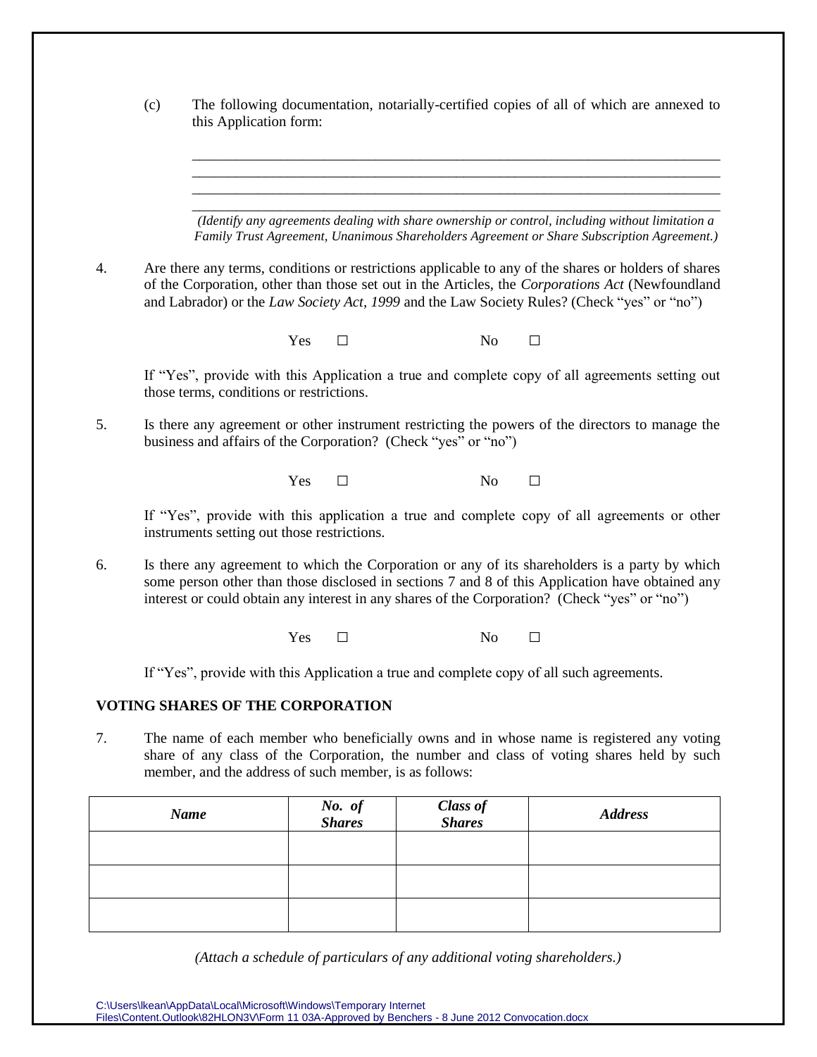(c) The following documentation, notarially-certified copies of all of which are annexed to this Application form:

\_\_\_\_\_\_\_\_\_\_\_\_\_\_\_\_\_\_\_\_\_\_\_\_\_\_\_\_\_\_\_\_\_\_\_\_\_\_\_\_\_\_\_\_\_\_\_\_\_\_\_\_\_\_\_\_\_\_\_\_\_\_\_\_\_\_\_\_\_\_\_\_
\_\_\_\_\_\_\_\_\_\_\_\_\_\_\_\_\_\_\_\_\_\_\_\_\_\_\_\_\_\_\_\_\_\_\_\_\_\_\_\_\_\_\_\_\_\_\_\_\_\_\_\_\_\_\_\_\_\_\_\_\_\_\_\_\_\_\_\_\_\_\_\_
\_\_\_\_\_\_\_\_\_\_\_\_\_\_\_\_\_\_\_\_\_\_\_\_\_\_\_\_\_\_\_\_\_\_\_\_\_\_\_\_\_\_\_\_\_\_\_\_\_\_\_\_\_\_\_\_\_\_\_\_\_\_\_\_\_\_\_\_\_\_\_\_
\_\_\_\_\_\_\_\_\_\_\_\_\_\_\_\_\_\_\_\_\_\_\_\_\_\_\_\_\_\_\_\_\_\_\_\_\_\_\_\_\_\_\_\_\_\_\_\_\_\_\_\_\_\_\_\_\_\_\_\_\_\_\_\_\_\_\_\_\_\_\_\_

*(Identify any agreements dealing with share ownership or control, including without limitation a Family Trust Agreement, Unanimous Shareholders Agreement or Share Subscription Agreement.)*

4. Are there any terms, conditions or restrictions applicable to any of the shares or holders of shares of the Corporation, other than those set out in the Articles, the *Corporations Act* (Newfoundland and Labrador) or the *Law Society Act, 1999* and the Law Society Rules? (Check "yes" or "no")

   Yes ☐ No ☐

   If "Yes", provide with this Application a true and complete copy of all agreements setting out those terms, conditions or restrictions.

5. Is there any agreement or other instrument restricting the powers of the directors to manage the business and affairs of the Corporation? (Check "yes" or "no")

   Yes ☐ No ☐

   If "Yes", provide with this application a true and complete copy of all agreements or other instruments setting out those restrictions.

6. Is there any agreement to which the Corporation or any of its shareholders is a party by which some person other than those disclosed in sections 7 and 8 of this Application have obtained any interest or could obtain any interest in any shares of the Corporation? (Check "yes" or "no")

   Yes ☐ No ☐

   If "Yes", provide with this Application a true and complete copy of all such agreements.

**VOTING SHARES OF THE CORPORATION**

7. The name of each member who beneficially owns and in whose name is registered any voting share of any class of the Corporation, the number and class of voting shares held by such member, and the address of such member, is as follows:

| ***Name*** | ***No. of Shares*** | ***Class of Shares*** | ***Address*** |
|---|---|---|---|
| | | | |
| | | | |
| | | | |

*(Attach a schedule of particulars of any additional voting shareholders.)*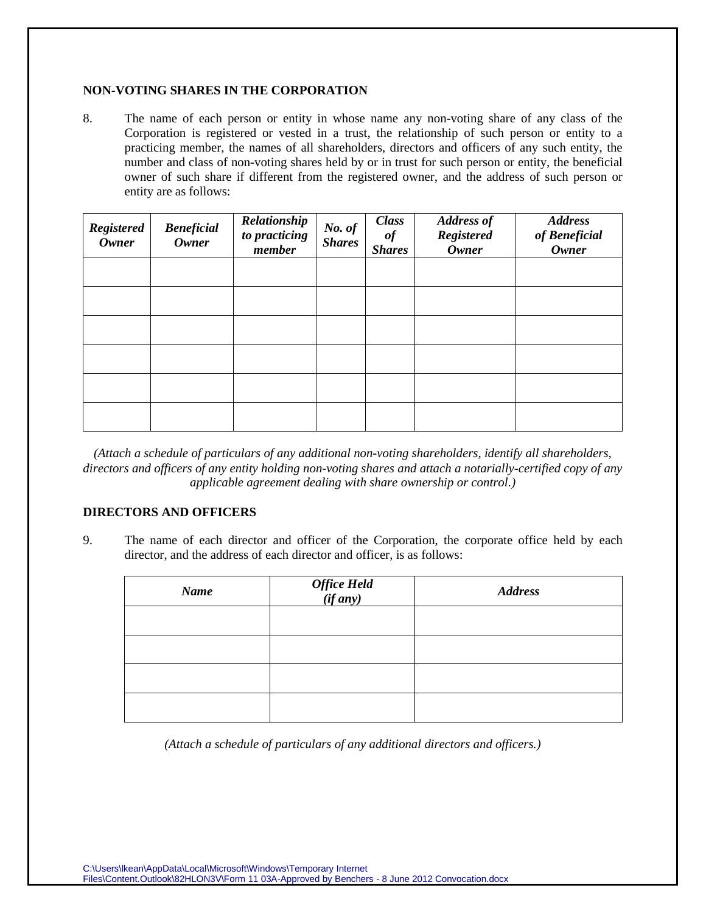## NON-VOTING SHARES IN THE CORPORATION

8. The name of each person or entity in whose name any non-voting share of any class of the Corporation is registered or vested in a trust, the relationship of such person or entity to a practicing member, the names of all shareholders, directors and officers of any such entity, the number and class of non-voting shares held by or in trust for such person or entity, the beneficial owner of such share if different from the registered owner, and the address of such person or entity are as follows:

| *Registered Owner* | *Beneficial Owner* | *Relationship to practicing member* | *No. of Shares* | *Class of Shares* | *Address of Registered Owner* | *Address of Beneficial Owner* |
|---|---|---|---|---|---|---|
| | | | | | | |
| | | | | | | |
| | | | | | | |
| | | | | | | |
| | | | | | | |
| | | | | | | |

*(Attach a schedule of particulars of any additional non-voting shareholders, identify all shareholders, directors and officers of any entity holding non-voting shares and attach a notarially-certified copy of any applicable agreement dealing with share ownership or control.)*

## DIRECTORS AND OFFICERS

9. The name of each director and officer of the Corporation, the corporate office held by each director, and the address of each director and officer, is as follows:

| *Name* | *Office Held (if any)* | *Address* |
|---|---|---|
| | | |
| | | |
| | | |
| | | |

*(Attach a schedule of particulars of any additional directors and officers.)*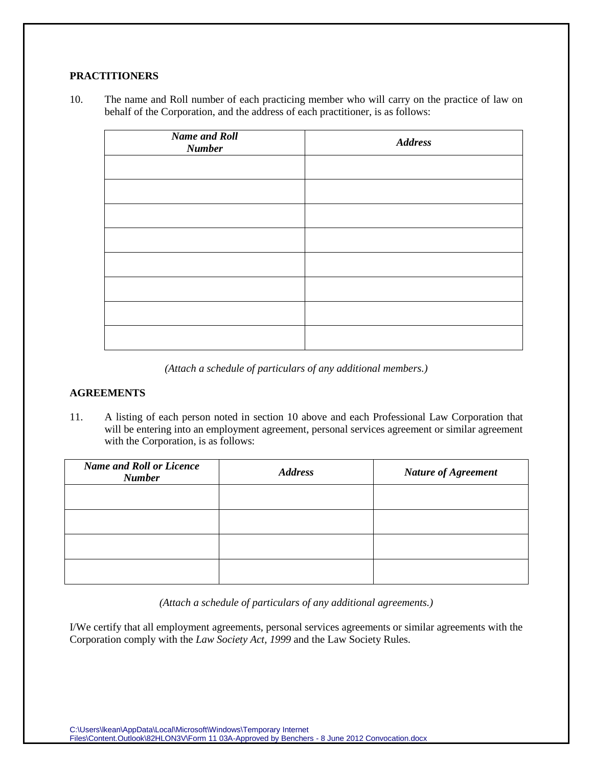**PRACTITIONERS**

10. The name and Roll number of each practicing member who will carry on the practice of law on behalf of the Corporation, and the address of each practitioner, is as follows:

| ***Name and Roll Number*** | ***Address*** |
|---|---|
| | |
| | |
| | |
| | |
| | |
| | |
| | |
| | |

*(Attach a schedule of particulars of any additional members.)*

**AGREEMENTS**

11. A listing of each person noted in section 10 above and each Professional Law Corporation that will be entering into an employment agreement, personal services agreement or similar agreement with the Corporation, is as follows:

| ***Name and Roll or Licence Number*** | ***Address*** | ***Nature of Agreement*** |
|---|---|---|
| | | |
| | | |
| | | |
| | | |

*(Attach a schedule of particulars of any additional agreements.)*

I/We certify that all employment agreements, personal services agreements or similar agreements with the Corporation comply with the *Law Society Act, 1999* and the Law Society Rules.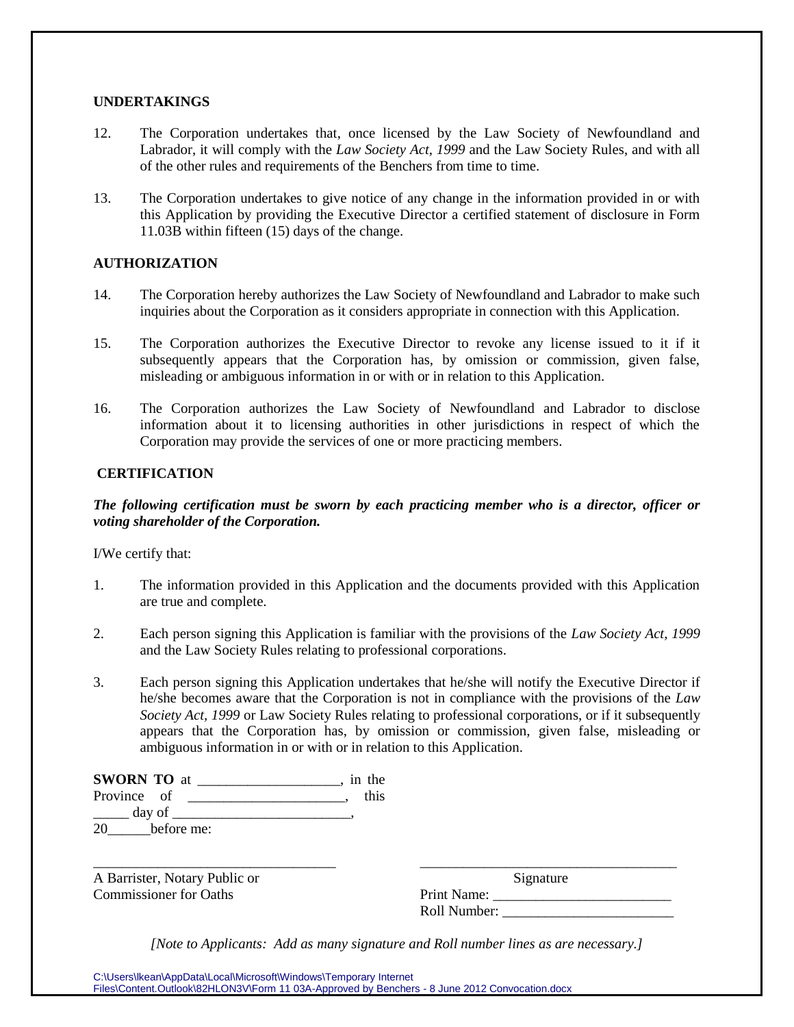**UNDERTAKINGS**

12. The Corporation undertakes that, once licensed by the Law Society of Newfoundland and Labrador, it will comply with the *Law Society Act, 1999* and the Law Society Rules, and with all of the other rules and requirements of the Benchers from time to time.

13. The Corporation undertakes to give notice of any change in the information provided in or with this Application by providing the Executive Director a certified statement of disclosure in Form 11.03B within fifteen (15) days of the change.

**AUTHORIZATION**

14. The Corporation hereby authorizes the Law Society of Newfoundland and Labrador to make such inquiries about the Corporation as it considers appropriate in connection with this Application.

15. The Corporation authorizes the Executive Director to revoke any license issued to it if it subsequently appears that the Corporation has, by omission or commission, given false, misleading or ambiguous information in or with or in relation to this Application.

16. The Corporation authorizes the Law Society of Newfoundland and Labrador to disclose information about it to licensing authorities in other jurisdictions in respect of which the Corporation may provide the services of one or more practicing members.

**CERTIFICATION**

***The following certification must be sworn by each practicing member who is a director, officer or voting shareholder of the Corporation.***

I/We certify that:

1. The information provided in this Application and the documents provided with this Application are true and complete.

2. Each person signing this Application is familiar with the provisions of the *Law Society Act, 1999* and the Law Society Rules relating to professional corporations.

3. Each person signing this Application undertakes that he/she will notify the Executive Director if he/she becomes aware that the Corporation is not in compliance with the provisions of the *Law Society Act, 1999* or Law Society Rules relating to professional corporations, or if it subsequently appears that the Corporation has, by omission or commission, given false, misleading or ambiguous information in or with or in relation to this Application.

**SWORN TO** at ____________________, in the Province of ______________________, this _____ day of _________________________, 20______before me:

___________________________________
A Barrister, Notary Public or
Commissioner for Oaths

_____________________________________
Signature
Print Name: _________________________
Roll Number: ________________________

*[Note to Applicants: Add as many signature and Roll number lines as are necessary.]*

C:\Users\lkean\AppData\Local\Microsoft\Windows\Temporary Internet Files\Content.Outlook\82HLON3V\Form 11 03A-Approved by Benchers - 8 June 2012 Convocation.docx